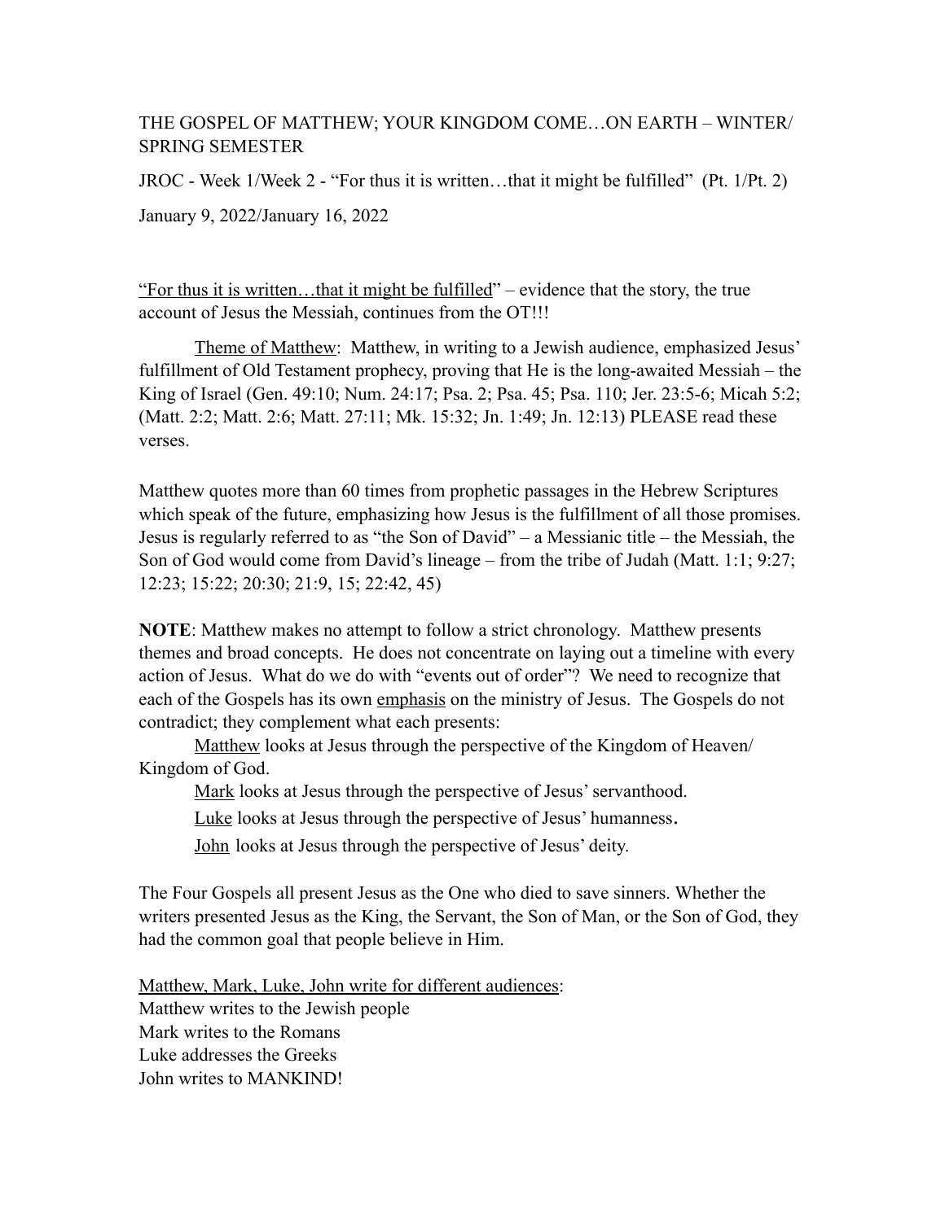THE GOSPEL OF MATTHEW; YOUR KINGDOM COME…ON EARTH – WINTER/ SPRING SEMESTER

JROC - Week 1/Week 2 - "For thus it is written…that it might be fulfilled" (Pt. 1/Pt. 2)

January 9, 2022/January 16, 2022

<u>"For thus it is written…that it might be fulfilled</u>" – evidence that the story, the true account of Jesus the Messiah, continues from the OT!!!

<u>Theme of Matthew</u>: Matthew, in writing to a Jewish audience, emphasized Jesus' fulfillment of Old Testament prophecy, proving that He is the long-awaited Messiah – the King of Israel (Gen. 49:10; Num. 24:17; Psa. 2; Psa. 45; Psa. 110; Jer. 23:5-6; Micah 5:2; (Matt. 2:2; Matt. 2:6; Matt. 27:11; Mk. 15:32; Jn. 1:49; Jn. 12:13) PLEASE read these verses.

Matthew quotes more than 60 times from prophetic passages in the Hebrew Scriptures which speak of the future, emphasizing how Jesus is the fulfillment of all those promises. Jesus is regularly referred to as "the Son of David" – a Messianic title – the Messiah, the Son of God would come from David's lineage – from the tribe of Judah (Matt. 1:1; 9:27; 12:23; 15:22; 20:30; 21:9, 15; 22:42, 45)

**NOTE**: Matthew makes no attempt to follow a strict chronology. Matthew presents themes and broad concepts. He does not concentrate on laying out a timeline with every action of Jesus. What do we do with "events out of order"? We need to recognize that each of the Gospels has its own <u>emphasis</u> on the ministry of Jesus. The Gospels do not contradict; they complement what each presents:

<u>Matthew</u> looks at Jesus through the perspective of the Kingdom of Heaven/ Kingdom of God.

<u>Mark</u> looks at Jesus through the perspective of Jesus' servanthood.

<u>Luke</u> looks at Jesus through the perspective of Jesus' humanness.

<u>John</u> looks at Jesus through the perspective of Jesus' deity.

The Four Gospels all present Jesus as the One who died to save sinners. Whether the writers presented Jesus as the King, the Servant, the Son of Man, or the Son of God, they had the common goal that people believe in Him.

<u>Matthew, Mark, Luke, John write for different audiences</u>:
Matthew writes to the Jewish people
Mark writes to the Romans
Luke addresses the Greeks
John writes to MANKIND!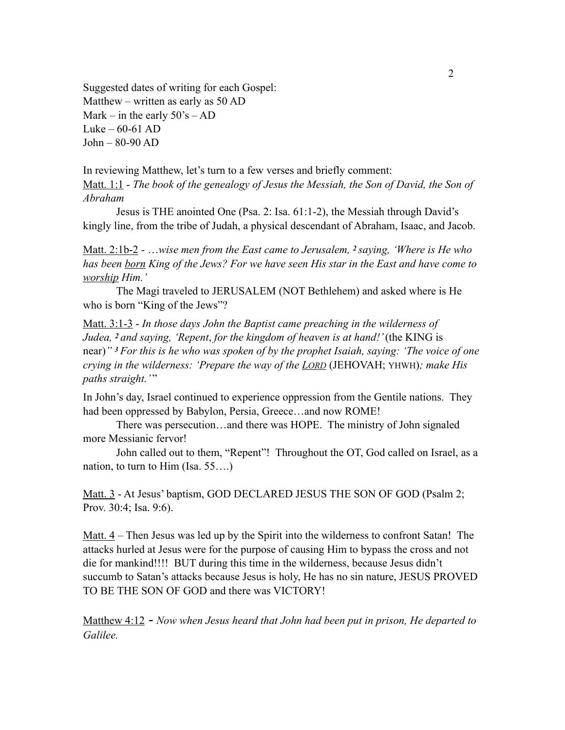Suggested dates of writing for each Gospel:
Matthew – written as early as 50 AD
Mark – in the early 50's – AD
Luke – 60-61 AD
John – 80-90 AD

In reviewing Matthew, let's turn to a few verses and briefly comment:

Matt. 1:1 - *The book of the genealogy of Jesus the Messiah, the Son of David, the Son of Abraham*

Jesus is THE anointed One (Psa. 2: Isa. 61:1-2), the Messiah through David's kingly line, from the tribe of Judah, a physical descendant of Abraham, Isaac, and Jacob.

Matt. 2:1b-2 - …*wise men from the East came to Jerusalem, ² saying, 'Where is He who has been born King of the Jews? For we have seen His star in the East and have come to worship Him.'*

The Magi traveled to JERUSALEM (NOT Bethlehem) and asked where is He who is born "King of the Jews"?

Matt. 3:1-3 - *In those days John the Baptist came preaching in the wilderness of Judea, ² and saying, 'Repent, for the kingdom of heaven is at hand!'* (the KING is near)*" ³ For this is he who was spoken of by the prophet Isaiah, saying: 'The voice of one crying in the wilderness: 'Prepare the way of the LORD* (JEHOVAH; YHWH)*; make His paths straight.'*"

In John's day, Israel continued to experience oppression from the Gentile nations. They had been oppressed by Babylon, Persia, Greece…and now ROME!

There was persecution…and there was HOPE. The ministry of John signaled more Messianic fervor!

John called out to them, "Repent"! Throughout the OT, God called on Israel, as a nation, to turn to Him (Isa. 55….)

Matt. 3 - At Jesus' baptism, GOD DECLARED JESUS THE SON OF GOD (Psalm 2; Prov. 30:4; Isa. 9:6).

Matt. 4 – Then Jesus was led up by the Spirit into the wilderness to confront Satan! The attacks hurled at Jesus were for the purpose of causing Him to bypass the cross and not die for mankind!!!! BUT during this time in the wilderness, because Jesus didn't succumb to Satan's attacks because Jesus is holy, He has no sin nature, JESUS PROVED TO BE THE SON OF GOD and there was VICTORY!

Matthew 4:12 - *Now when Jesus heard that John had been put in prison, He departed to Galilee.*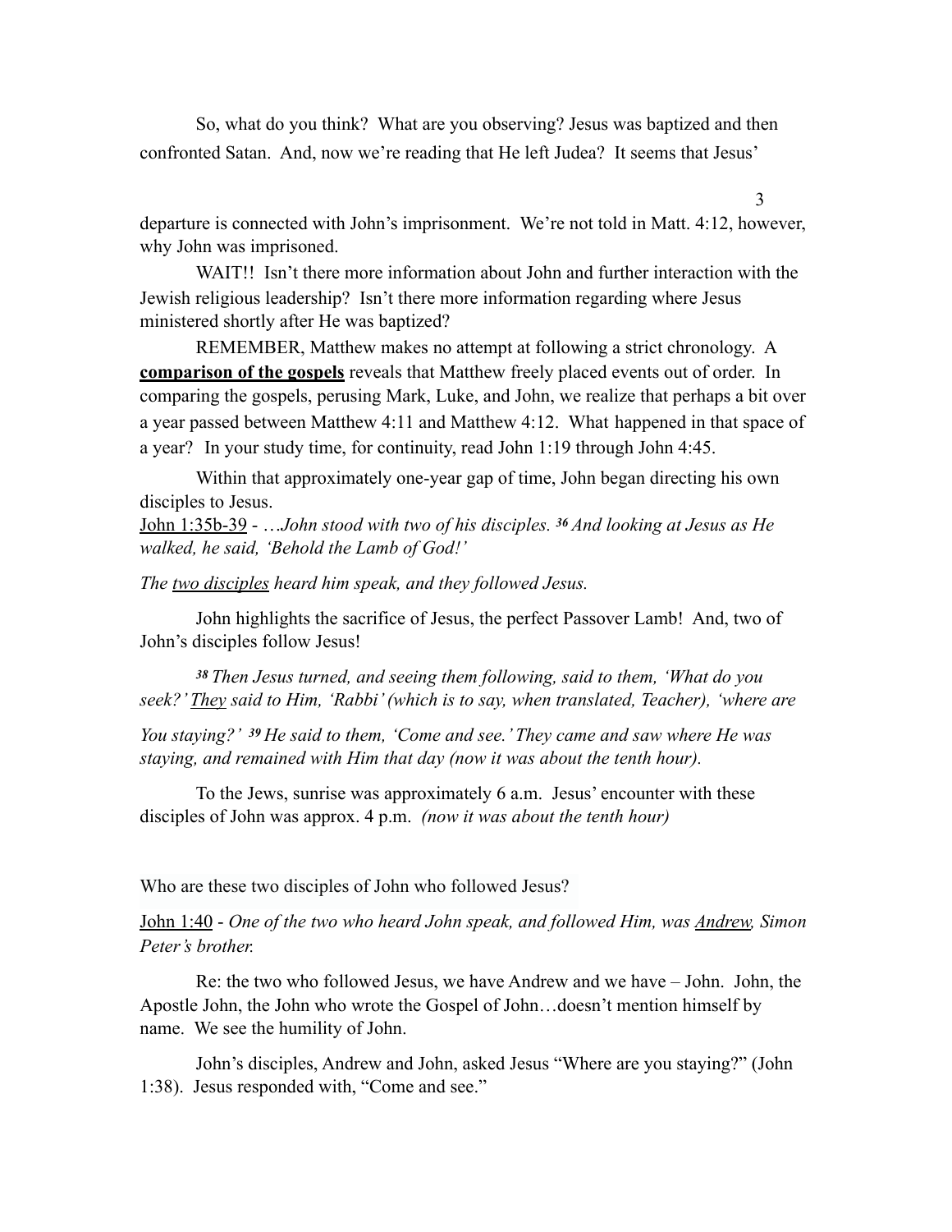So, what do you think? What are you observing? Jesus was baptized and then confronted Satan. And, now we're reading that He left Judea? It seems that Jesus' departure is connected with John's imprisonment. We're not told in Matt. 4:12, however, why John was imprisoned.

WAIT!! Isn't there more information about John and further interaction with the Jewish religious leadership? Isn't there more information regarding where Jesus ministered shortly after He was baptized?

REMEMBER, Matthew makes no attempt at following a strict chronology. A **comparison of the gospels** reveals that Matthew freely placed events out of order. In comparing the gospels, perusing Mark, Luke, and John, we realize that perhaps a bit over a year passed between Matthew 4:11 and Matthew 4:12. What happened in that space of a year? In your study time, for continuity, read John 1:19 through John 4:45.

Within that approximately one-year gap of time, John began directing his own disciples to Jesus.

John 1:35b-39 - *…John stood with two of his disciples.* ***36*** *And looking at Jesus as He walked, he said, 'Behold the Lamb of God!'*

*The two disciples heard him speak, and they followed Jesus.*

John highlights the sacrifice of Jesus, the perfect Passover Lamb! And, two of John's disciples follow Jesus!

***38*** *Then Jesus turned, and seeing them following, said to them, 'What do you seek?' They said to Him, 'Rabbi' (which is to say, when translated, Teacher), 'where are You staying?'* ***39*** *He said to them, 'Come and see.' They came and saw where He was staying, and remained with Him that day (now it was about the tenth hour).*

To the Jews, sunrise was approximately 6 a.m. Jesus' encounter with these disciples of John was approx. 4 p.m. *(now it was about the tenth hour)*

Who are these two disciples of John who followed Jesus?

John 1:40 - *One of the two who heard John speak, and followed Him, was Andrew, Simon Peter's brother.*

Re: the two who followed Jesus, we have Andrew and we have – John. John, the Apostle John, the John who wrote the Gospel of John…doesn't mention himself by name. We see the humility of John.

John's disciples, Andrew and John, asked Jesus "Where are you staying?" (John 1:38). Jesus responded with, "Come and see."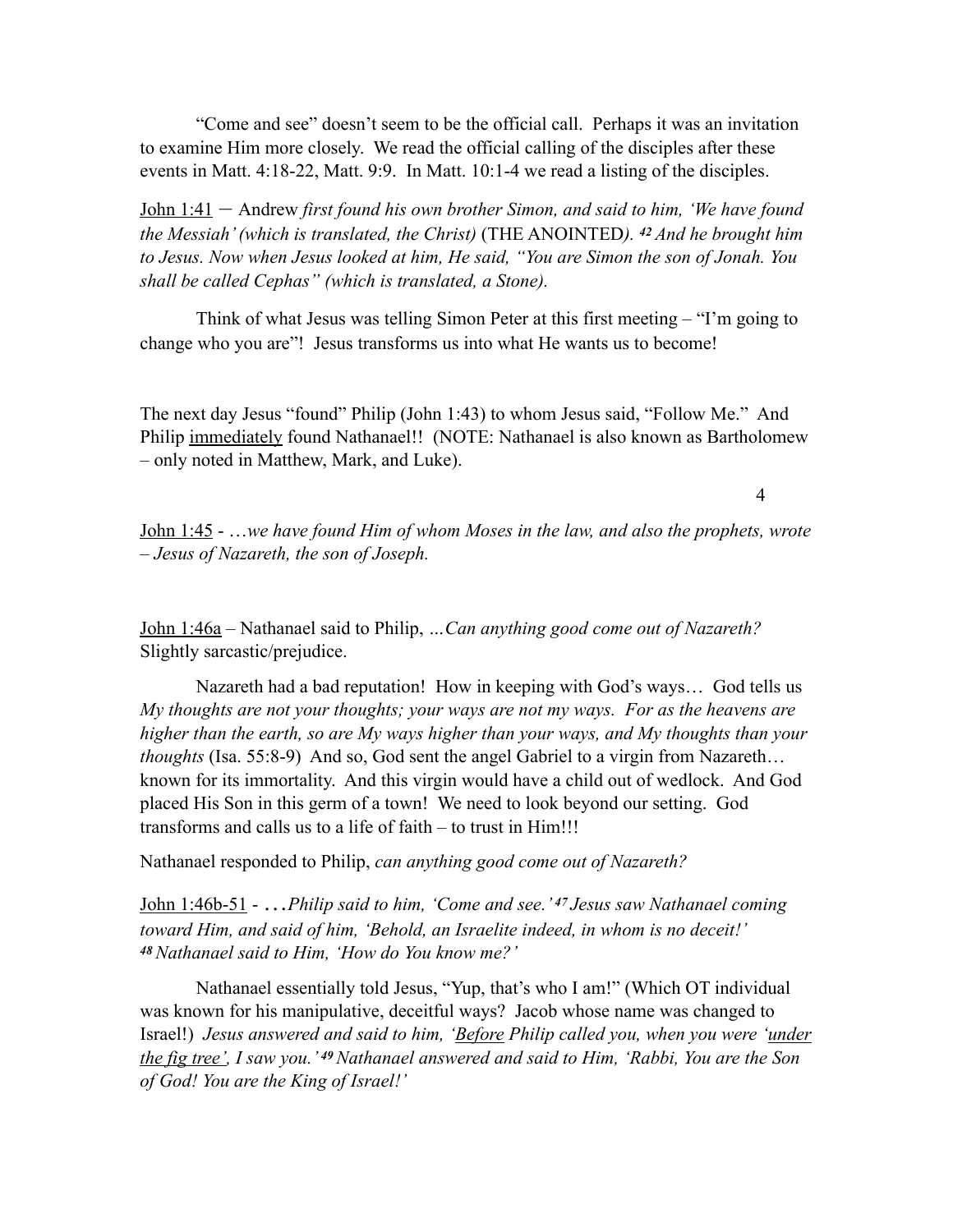"Come and see" doesn't seem to be the official call. Perhaps it was an invitation to examine Him more closely. We read the official calling of the disciples after these events in Matt. 4:18-22, Matt. 9:9. In Matt. 10:1-4 we read a listing of the disciples.

<u>John 1:41</u> – Andrew *first found his own brother Simon, and said to him, 'We have found the Messiah' (which is translated, the Christ)* (THE ANOINTED*). **42** And he brought him to Jesus. Now when Jesus looked at him, He said, "You are Simon the son of Jonah. You shall be called Cephas" (which is translated, a Stone).*

Think of what Jesus was telling Simon Peter at this first meeting – "I'm going to change who you are"! Jesus transforms us into what He wants us to become!

The next day Jesus "found" Philip (John 1:43) to whom Jesus said, "Follow Me." And Philip <u>immediately</u> found Nathanael!! (NOTE: Nathanael is also known as Bartholomew – only noted in Matthew, Mark, and Luke).

<u>John 1:45</u> - *…we have found Him of whom Moses in the law, and also the prophets, wrote – Jesus of Nazareth, the son of Joseph.*

<u>John 1:46a</u> – Nathanael said to Philip, *…Can anything good come out of Nazareth?* Slightly sarcastic/prejudice.

Nazareth had a bad reputation! How in keeping with God's ways… God tells us *My thoughts are not your thoughts; your ways are not my ways. For as the heavens are higher than the earth, so are My ways higher than your ways, and My thoughts than your thoughts* (Isa. 55:8-9) And so, God sent the angel Gabriel to a virgin from Nazareth… known for its immortality. And this virgin would have a child out of wedlock. And God placed His Son in this germ of a town! We need to look beyond our setting. God transforms and calls us to a life of faith – to trust in Him!!!

Nathanael responded to Philip, *can anything good come out of Nazareth?*

<u>John 1:46b-51</u> - *…Philip said to him, 'Come and see.' **47** Jesus saw Nathanael coming toward Him, and said of him, 'Behold, an Israelite indeed, in whom is no deceit!' **48** Nathanael said to Him, 'How do You know me?'*

Nathanael essentially told Jesus, "Yup, that's who I am!" (Which OT individual was known for his manipulative, deceitful ways? Jacob whose name was changed to Israel!) *Jesus answered and said to him, '<u>Before</u> Philip called you, when you were '<u>under the fig tree'</u>, I saw you.' **49** Nathanael answered and said to Him, 'Rabbi, You are the Son of God! You are the King of Israel!'*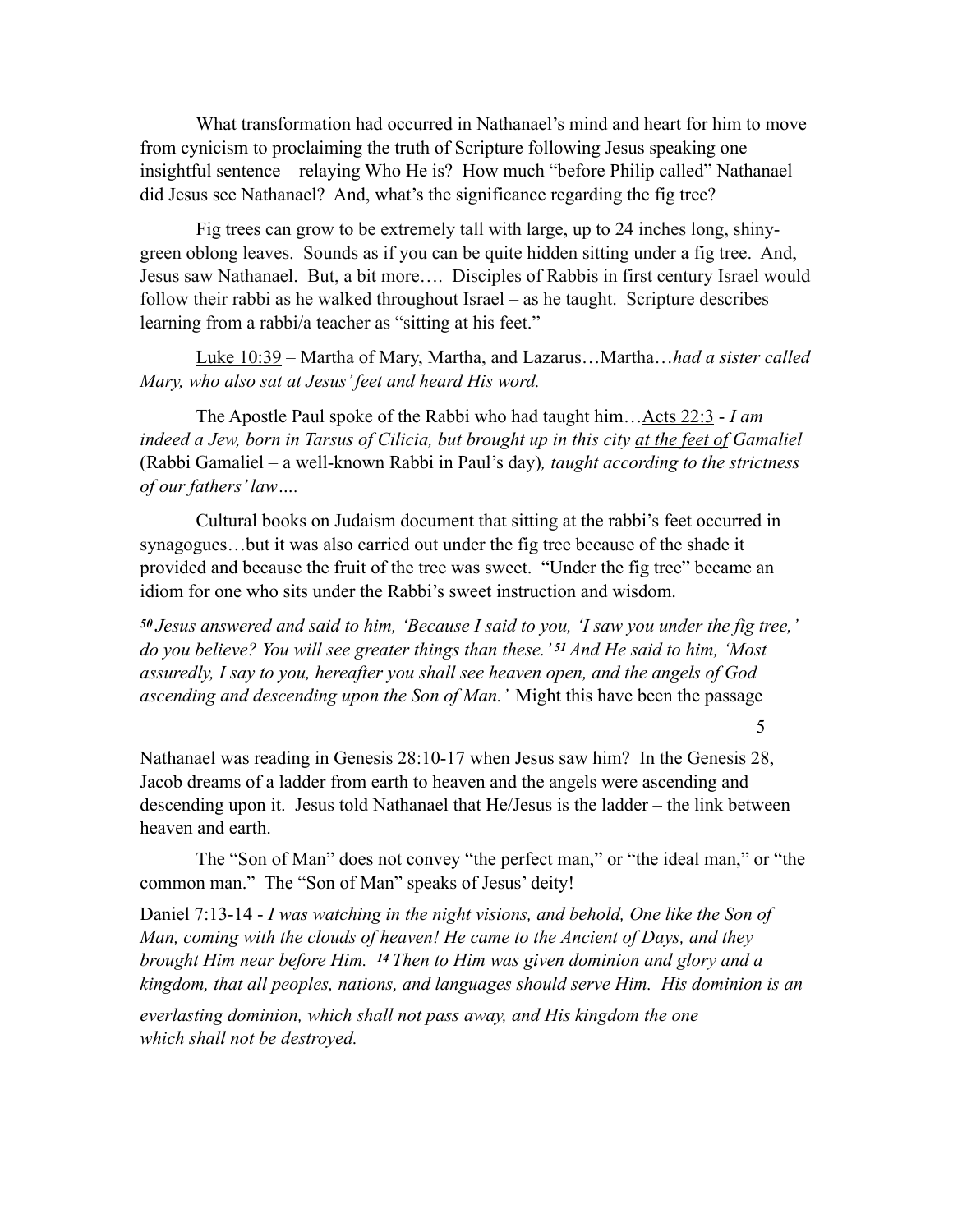What transformation had occurred in Nathanael's mind and heart for him to move from cynicism to proclaiming the truth of Scripture following Jesus speaking one insightful sentence – relaying Who He is? How much "before Philip called" Nathanael did Jesus see Nathanael? And, what's the significance regarding the fig tree?

Fig trees can grow to be extremely tall with large, up to 24 inches long, shiny-green oblong leaves. Sounds as if you can be quite hidden sitting under a fig tree. And, Jesus saw Nathanael. But, a bit more…. Disciples of Rabbis in first century Israel would follow their rabbi as he walked throughout Israel – as he taught. Scripture describes learning from a rabbi/a teacher as "sitting at his feet."

<u>Luke 10:39</u> – Martha of Mary, Martha, and Lazarus…Martha…*had a sister called Mary, who also sat at Jesus' feet and heard His word.*

The Apostle Paul spoke of the Rabbi who had taught him…<u>Acts 22:3</u> - *I am indeed a Jew, born in Tarsus of Cilicia, but brought up in this city <u>at the feet of</u> Gamaliel* (Rabbi Gamaliel – a well-known Rabbi in Paul's day)*, taught according to the strictness of our fathers' law….*

Cultural books on Judaism document that sitting at the rabbi's feet occurred in synagogues…but it was also carried out under the fig tree because of the shade it provided and because the fruit of the tree was sweet. "Under the fig tree" became an idiom for one who sits under the Rabbi's sweet instruction and wisdom.

***50*** *Jesus answered and said to him, 'Because I said to you, 'I saw you under the fig tree,' do you believe? You will see greater things than these.'* ***51*** *And He said to him, 'Most assuredly, I say to you, hereafter you shall see heaven open, and the angels of God ascending and descending upon the Son of Man.'* Might this have been the passage Nathanael was reading in Genesis 28:10-17 when Jesus saw him? In the Genesis 28, Jacob dreams of a ladder from earth to heaven and the angels were ascending and descending upon it. Jesus told Nathanael that He/Jesus is the ladder – the link between heaven and earth.

The "Son of Man" does not convey "the perfect man," or "the ideal man," or "the common man." The "Son of Man" speaks of Jesus' deity!

<u>Daniel 7:13-14</u> - *I was watching in the night visions, and behold, One like the Son of Man, coming with the clouds of heaven! He came to the Ancient of Days, and they brought Him near before Him.* ***14*** *Then to Him was given dominion and glory and a kingdom, that all peoples, nations, and languages should serve Him. His dominion is an everlasting dominion, which shall not pass away, and His kingdom the one which shall not be destroyed.*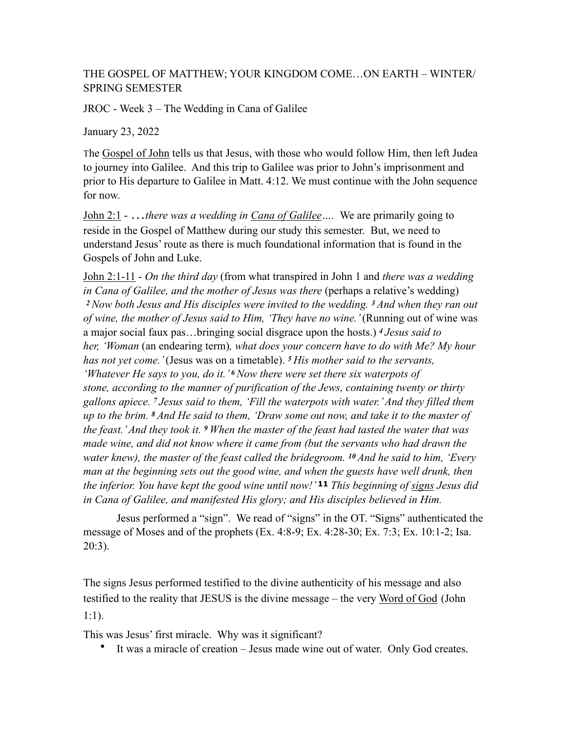THE GOSPEL OF MATTHEW; YOUR KINGDOM COME…ON EARTH – WINTER/ SPRING SEMESTER

JROC - Week 3 – The Wedding in Cana of Galilee

January 23, 2022

The Gospel of John tells us that Jesus, with those who would follow Him, then left Judea to journey into Galilee. And this trip to Galilee was prior to John's imprisonment and prior to His departure to Galilee in Matt. 4:12. We must continue with the John sequence for now.

John 2:1 - *…there was a wedding in Cana of Galilee….* We are primarily going to reside in the Gospel of Matthew during our study this semester. But, we need to understand Jesus' route as there is much foundational information that is found in the Gospels of John and Luke.

John 2:1-11 - *On the third day* (from what transpired in John 1 and *there was a wedding in Cana of Galilee, and the mother of Jesus was there* (perhaps a relative's wedding) *2 Now both Jesus and His disciples were invited to the wedding. 3 And when they ran out of wine, the mother of Jesus said to Him, 'They have no wine.'* (Running out of wine was a major social faux pas…bringing social disgrace upon the hosts.) *4 Jesus said to her, 'Woman* (an endearing term)*, what does your concern have to do with Me? My hour has not yet come.'* (Jesus was on a timetable). *5 His mother said to the servants, 'Whatever He says to you, do it.' 6 Now there were set there six waterpots of stone, according to the manner of purification of the Jews, containing twenty or thirty gallons apiece. 7 Jesus said to them, 'Fill the waterpots with water.' And they filled them up to the brim. 8 And He said to them, 'Draw some out now, and take it to the master of the feast.' And they took it. 9 When the master of the feast had tasted the water that was made wine, and did not know where it came from (but the servants who had drawn the water knew), the master of the feast called the bridegroom. 10 And he said to him, 'Every man at the beginning sets out the good wine, and when the guests have well drunk, then the inferior. You have kept the good wine until now!' 11 This beginning of signs Jesus did in Cana of Galilee, and manifested His glory; and His disciples believed in Him.*

Jesus performed a "sign". We read of "signs" in the OT. "Signs" authenticated the message of Moses and of the prophets (Ex. 4:8-9; Ex. 4:28-30; Ex. 7:3; Ex. 10:1-2; Isa. 20:3).

The signs Jesus performed testified to the divine authenticity of his message and also testified to the reality that JESUS is the divine message – the very Word of God (John 1:1).

This was Jesus' first miracle. Why was it significant?

- It was a miracle of creation – Jesus made wine out of water. Only God creates.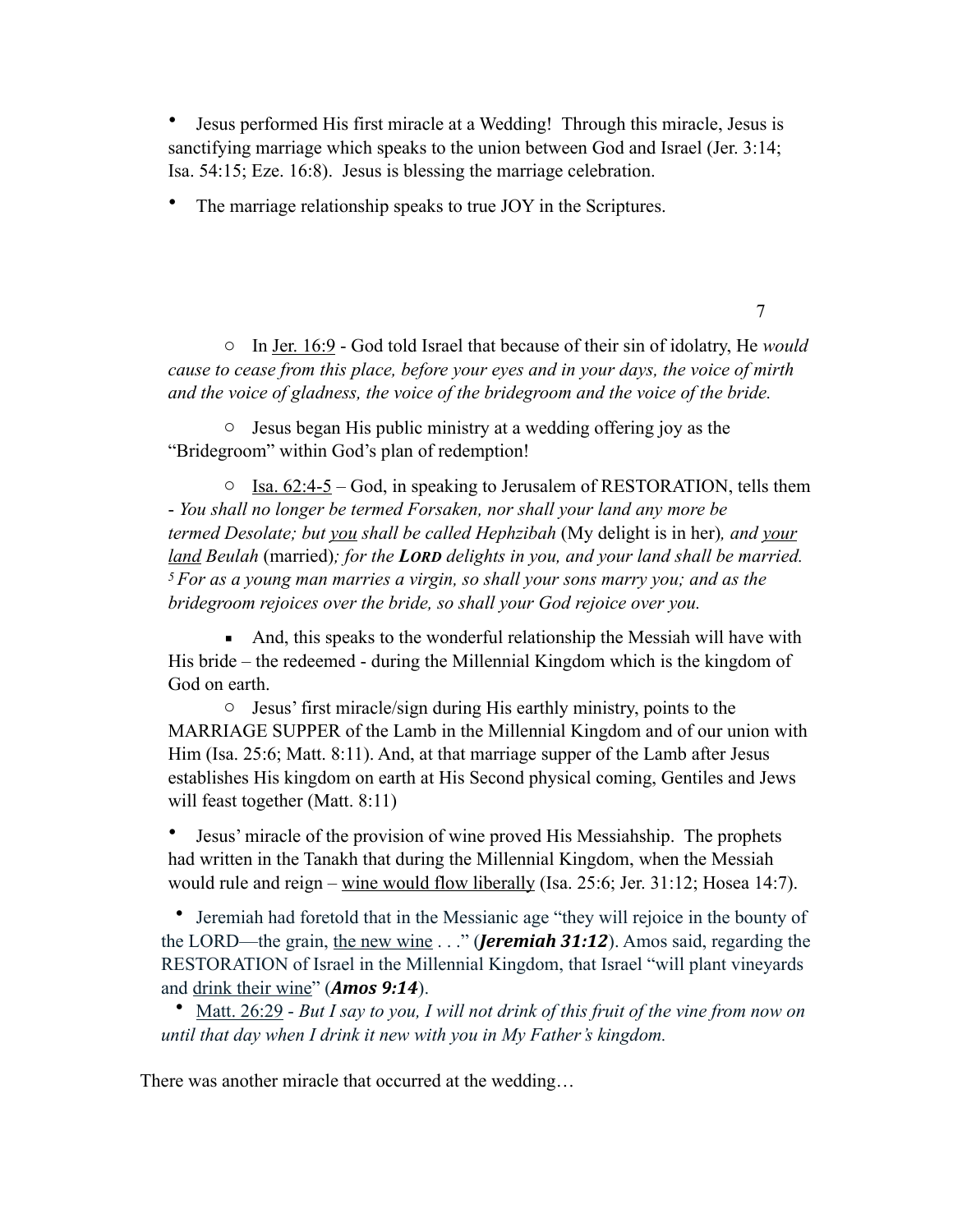- Jesus performed His first miracle at a Wedding! Through this miracle, Jesus is sanctifying marriage which speaks to the union between God and Israel (Jer. 3:14; Isa. 54:15; Eze. 16:8). Jesus is blessing the marriage celebration.

- The marriage relationship speaks to true JOY in the Scriptures.

    - In Jer. 16:9 - God told Israel that because of their sin of idolatry, He *would cause to cease from this place, before your eyes and in your days, the voice of mirth and the voice of gladness, the voice of the bridegroom and the voice of the bride.*

    - Jesus began His public ministry at a wedding offering joy as the "Bridegroom" within God's plan of redemption!

    - Isa. 62:4-5 – God, in speaking to Jerusalem of RESTORATION, tells them - *You shall no longer be termed Forsaken, nor shall your land any more be termed Desolate; but you shall be called Hephzibah* (My delight is in her)*, and your land Beulah* (married)*; for the **LORD** delights in you, and your land shall be married.* [5] *For as a young man marries a virgin, so shall your sons marry you; and as the bridegroom rejoices over the bride, so shall your God rejoice over you.*

        - And, this speaks to the wonderful relationship the Messiah will have with His bride – the redeemed - during the Millennial Kingdom which is the kingdom of God on earth.

    - Jesus' first miracle/sign during His earthly ministry, points to the MARRIAGE SUPPER of the Lamb in the Millennial Kingdom and of our union with Him (Isa. 25:6; Matt. 8:11). And, at that marriage supper of the Lamb after Jesus establishes His kingdom on earth at His Second physical coming, Gentiles and Jews will feast together (Matt. 8:11)

- Jesus' miracle of the provision of wine proved His Messiahship. The prophets had written in the Tanakh that during the Millennial Kingdom, when the Messiah would rule and reign – wine would flow liberally (Isa. 25:6; Jer. 31:12; Hosea 14:7).

- Jeremiah had foretold that in the Messianic age "they will rejoice in the bounty of the LORD—the grain, the new wine . . ." (***Jeremiah 31:12***). Amos said, regarding the RESTORATION of Israel in the Millennial Kingdom, that Israel "will plant vineyards and drink their wine" (***Amos 9:14***).

- Matt. 26:29 - *But I say to you, I will not drink of this fruit of the vine from now on until that day when I drink it new with you in My Father's kingdom.*

There was another miracle that occurred at the wedding…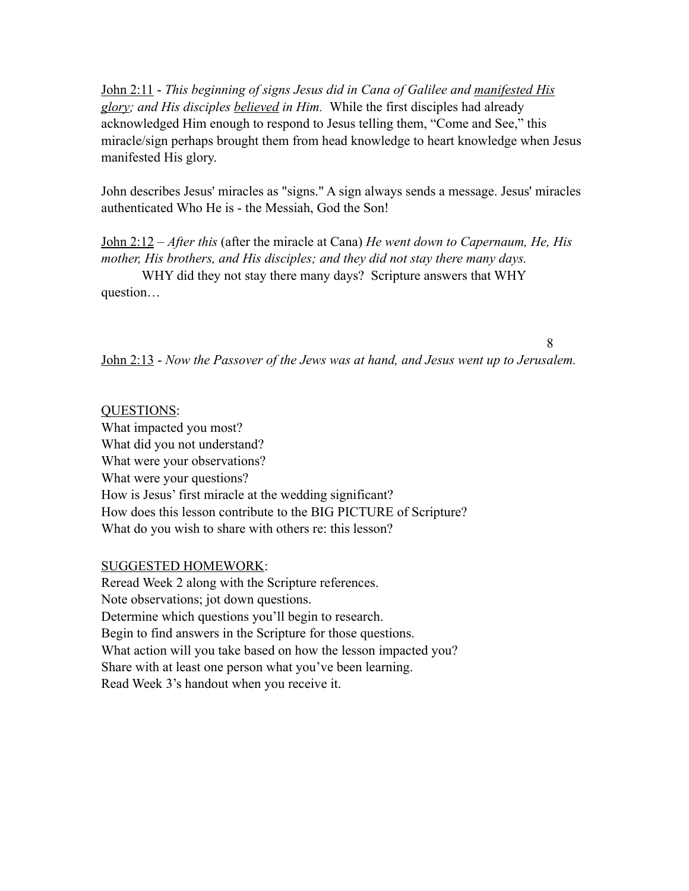John 2:11 - *This beginning of signs Jesus did in Cana of Galilee and manifested His glory; and His disciples believed in Him.* While the first disciples had already acknowledged Him enough to respond to Jesus telling them, "Come and See," this miracle/sign perhaps brought them from head knowledge to heart knowledge when Jesus manifested His glory.

John describes Jesus' miracles as "signs." A sign always sends a message. Jesus' miracles authenticated Who He is - the Messiah, God the Son!

John 2:12 – *After this* (after the miracle at Cana) *He went down to Capernaum, He, His mother, His brothers, and His disciples; and they did not stay there many days.*

WHY did they not stay there many days? Scripture answers that WHY question…

John 2:13 - *Now the Passover of the Jews was at hand, and Jesus went up to Jerusalem.*

QUESTIONS:

What impacted you most?
What did you not understand?
What were your observations?
What were your questions?
How is Jesus' first miracle at the wedding significant?
How does this lesson contribute to the BIG PICTURE of Scripture?
What do you wish to share with others re: this lesson?

SUGGESTED HOMEWORK:

Reread Week 2 along with the Scripture references.
Note observations; jot down questions.
Determine which questions you'll begin to research.
Begin to find answers in the Scripture for those questions.
What action will you take based on how the lesson impacted you?
Share with at least one person what you've been learning.
Read Week 3's handout when you receive it.